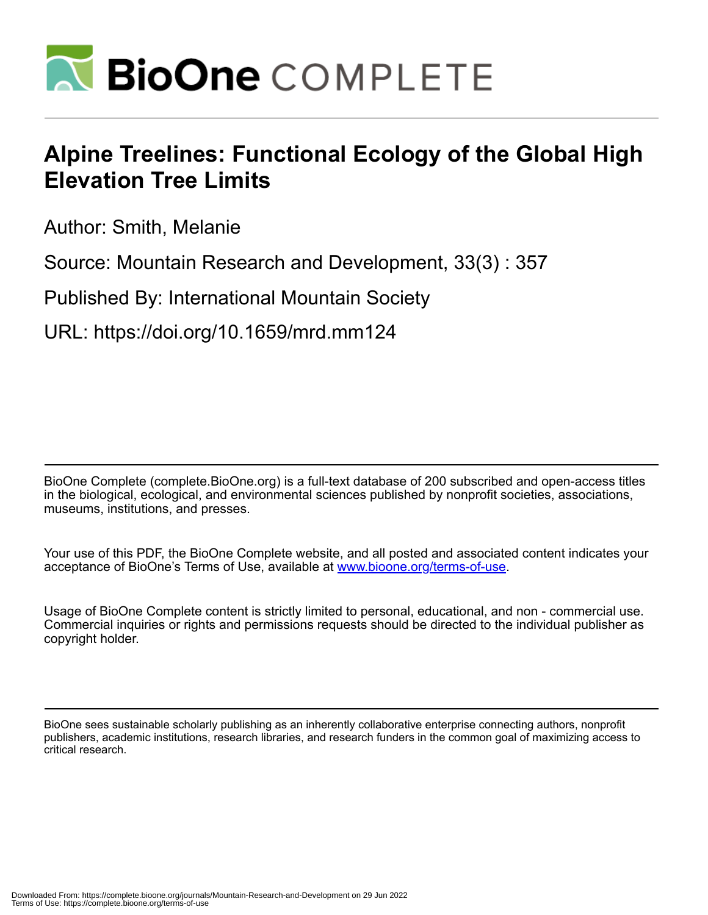# Alpine Treelines: Functional Ecology of the Global High Elevation Tree Limits

Author: Smith, Melanie

Source: Mountain Research and Development, 33(3) : 357

Published By: International Mountain Society

URL: https://doi.org/10.1659/mrd.mm124

BioOne Complete (complete.BioOne.org) is a full-text database of 200 subscribed and open-access titles in the biological, ecological, and environmental sciences published by nonprofit societies, associations, museums, institutions, and presses.

Your use of this PDF, the BioOne Complete website, and all posted and associated content indicates your acceptance of BioOne's Terms of Use, available at www.bioone.org/terms-of-use.

Usage of BioOne Complete content is strictly limited to personal, educational, and non - commercial use. Commercial inquiries or rights and permissions requests should be directed to the individual publisher as copyright holder.

BioOne sees sustainable scholarly publishing as an inherently collaborative enterprise connecting authors, nonprofit publishers, academic institutions, research libraries, and research funders in the common goal of maximizing access to critical research.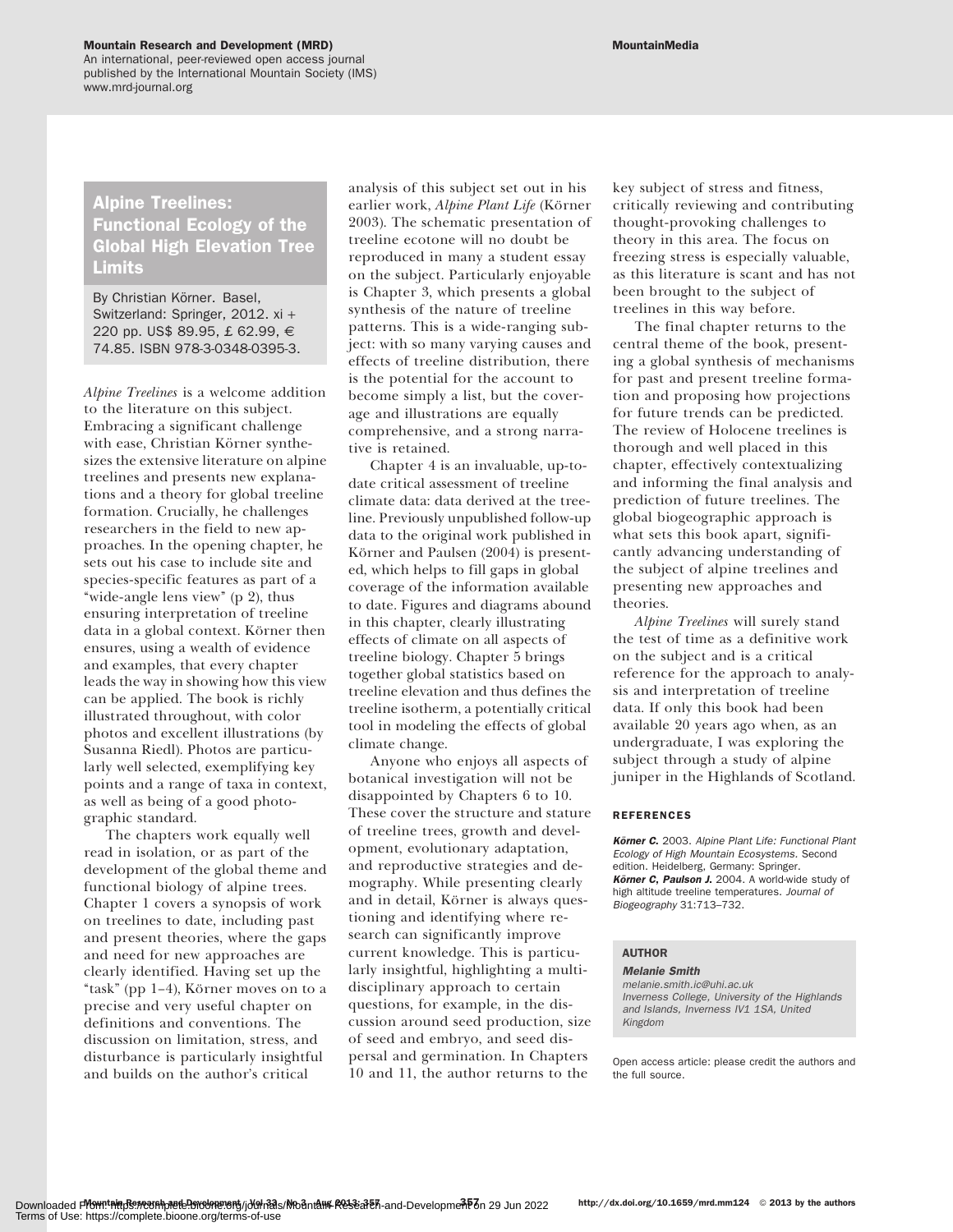## Alpine Treelines: Functional Ecology of the Global High Elevation Tree Limits

By Christian Körner. Basel, Switzerland: Springer, 2012. xi + 220 pp. US$ 89.95, £ 62.99, € 74.85. ISBN 978-3-0348-0395-3.

*Alpine Treelines* is a welcome addition to the literature on this subject. Embracing a significant challenge with ease, Christian Körner synthesizes the extensive literature on alpine treelines and presents new explanations and a theory for global treeline formation. Crucially, he challenges researchers in the field to new approaches. In the opening chapter, he sets out his case to include site and species-specific features as part of a "wide-angle lens view" (p 2), thus ensuring interpretation of treeline data in a global context. Körner then ensures, using a wealth of evidence and examples, that every chapter leads the way in showing how this view can be applied. The book is richly illustrated throughout, with color photos and excellent illustrations (by Susanna Riedl). Photos are particularly well selected, exemplifying key points and a range of taxa in context, as well as being of a good photographic standard.

The chapters work equally well read in isolation, or as part of the development of the global theme and functional biology of alpine trees. Chapter 1 covers a synopsis of work on treelines to date, including past and present theories, where the gaps and need for new approaches are clearly identified. Having set up the "task" (pp 1–4), Körner moves on to a precise and very useful chapter on definitions and conventions. The discussion on limitation, stress, and disturbance is particularly insightful and builds on the author's critical analysis of this subject set out in his earlier work, *Alpine Plant Life* (Körner 2003). The schematic presentation of treeline ecotone will no doubt be reproduced in many a student essay on the subject. Particularly enjoyable is Chapter 3, which presents a global synthesis of the nature of treeline patterns. This is a wide-ranging subject: with so many varying causes and effects of treeline distribution, there is the potential for the account to become simply a list, but the coverage and illustrations are equally comprehensive, and a strong narrative is retained.

Chapter 4 is an invaluable, up-to-date critical assessment of treeline climate data: data derived at the treeline. Previously unpublished follow-up data to the original work published in Körner and Paulsen (2004) is presented, which helps to fill gaps in global coverage of the information available to date. Figures and diagrams abound in this chapter, clearly illustrating effects of climate on all aspects of treeline biology. Chapter 5 brings together global statistics based on treeline elevation and thus defines the treeline isotherm, a potentially critical tool in modeling the effects of global climate change.

Anyone who enjoys all aspects of botanical investigation will not be disappointed by Chapters 6 to 10. These cover the structure and stature of treeline trees, growth and development, evolutionary adaptation, and reproductive strategies and demography. While presenting clearly and in detail, Körner is always questioning and identifying where research can significantly improve current knowledge. This is particularly insightful, highlighting a multidisciplinary approach to certain questions, for example, in the discussion around seed production, size of seed and embryo, and seed dispersal and germination. In Chapters 10 and 11, the author returns to the key subject of stress and fitness, critically reviewing and contributing thought-provoking challenges to theory in this area. The focus on freezing stress is especially valuable, as this literature is scant and has not been brought to the subject of treelines in this way before.

The final chapter returns to the central theme of the book, presenting a global synthesis of mechanisms for past and present treeline formation and proposing how projections for future trends can be predicted. The review of Holocene treelines is thorough and well placed in this chapter, effectively contextualizing and informing the final analysis and prediction of future treelines. The global biogeographic approach is what sets this book apart, significantly advancing understanding of the subject of alpine treelines and presenting new approaches and theories.

*Alpine Treelines* will surely stand the test of time as a definitive work on the subject and is a critical reference for the approach to analysis and interpretation of treeline data. If only this book had been available 20 years ago when, as an undergraduate, I was exploring the subject through a study of alpine juniper in the Highlands of Scotland.

### REFERENCES

***Körner C.*** 2003. *Alpine Plant Life: Functional Plant Ecology of High Mountain Ecosystems.* Second edition. Heidelberg, Germany: Springer.

***Körner C, Paulsen J.*** 2004. A world-wide study of high altitude treeline temperatures. *Journal of Biogeography* 31:713–732.

### AUTHOR

***Melanie Smith***
*melanie.smith.ic@uhi.ac.uk*
*Inverness College, University of the Highlands and Islands, Inverness IV1 1SA, United Kingdom*

Open access article: please credit the authors and the full source.